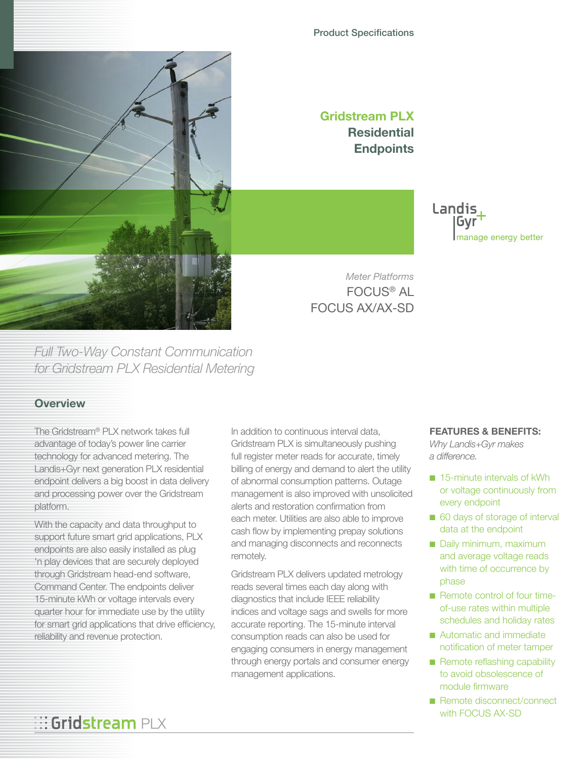Product Specifications

# Gridstream PLX Residential Endpoints

Landis+Gyr
manage energy better

*Meter Platforms*
FOCUS® AL
FOCUS AX/AX-SD

*Full Two-Way Constant Communication for Gridstream PLX Residential Metering*

## Overview

The Gridstream® PLX network takes full advantage of today's power line carrier technology for advanced metering. The Landis+Gyr next generation PLX residential endpoint delivers a big boost in data delivery and processing power over the Gridstream platform.

With the capacity and data throughput to support future smart grid applications, PLX endpoints are also easily installed as plug 'n play devices that are securely deployed through Gridstream head-end software, Command Center. The endpoints deliver 15-minute kWh or voltage intervals every quarter hour for immediate use by the utility for smart grid applications that drive efficiency, reliability and revenue protection.

In addition to continuous interval data, Gridstream PLX is simultaneously pushing full register meter reads for accurate, timely billing of energy and demand to alert the utility of abnormal consumption patterns. Outage management is also improved with unsolicited alerts and restoration confirmation from each meter. Utilities are also able to improve cash flow by implementing prepay solutions and managing disconnects and reconnects remotely.

Gridstream PLX delivers updated metrology reads several times each day along with diagnostics that include IEEE reliability indices and voltage sags and swells for more accurate reporting. The 15-minute interval consumption reads can also be used for engaging consumers in energy management through energy portals and consumer energy management applications.

**FEATURES & BENEFITS:**
*Why Landis+Gyr makes a difference.*

- 15-minute intervals of kWh or voltage continuously from every endpoint
- 60 days of storage of interval data at the endpoint
- Daily minimum, maximum and average voltage reads with time of occurrence by phase
- Remote control of four time-of-use rates within multiple schedules and holiday rates
- Automatic and immediate notification of meter tamper
- Remote reflashing capability to avoid obsolescence of module firmware
- Remote disconnect/connect with FOCUS AX-SD

Gridstream PLX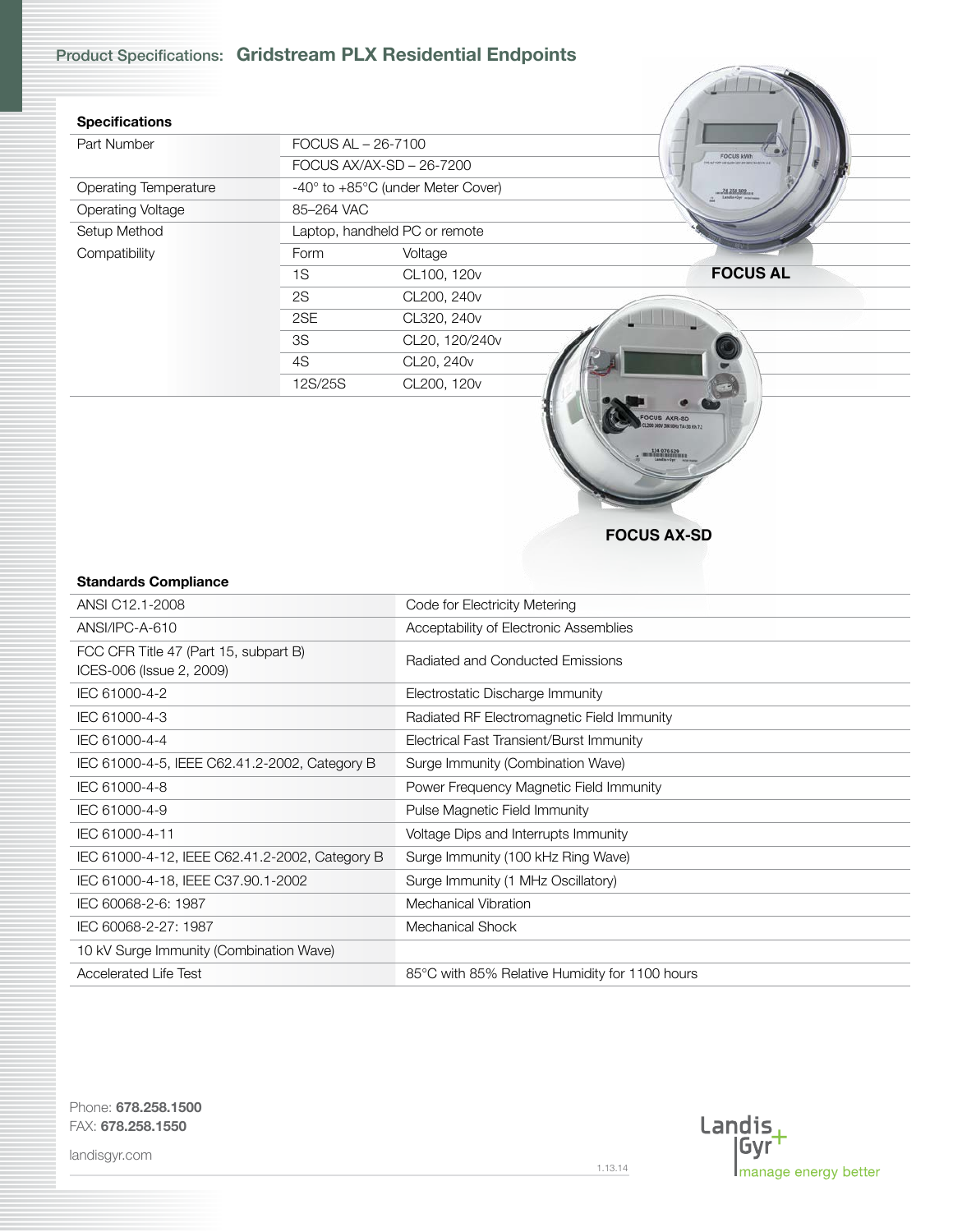## Product Specifications: Gridstream PLX Residential Endpoints

### Specifications

| | | |
|---|---|---|
| Part Number | FOCUS AL – 26-7100 | |
| | FOCUS AX/AX-SD – 26-7200 | |
| Operating Temperature | -40° to +85°C (under Meter Cover) | |
| Operating Voltage | 85–264 VAC | |
| Setup Method | Laptop, handheld PC or remote | |
| Compatibility | Form | Voltage |
| | 1S | CL100, 120v |
| | 2S | CL200, 240v |
| | 2SE | CL320, 240v |
| | 3S | CL20, 120/240v |
| | 4S | CL20, 240v |
| | 12S/25S | CL200, 120v |

FOCUS AL

FOCUS AX-SD

### Standards Compliance

| | |
|---|---|
| ANSI C12.1-2008 | Code for Electricity Metering |
| ANSI/IPC-A-610 | Acceptability of Electronic Assemblies |
| FCC CFR Title 47 (Part 15, subpart B) ICES-006 (Issue 2, 2009) | Radiated and Conducted Emissions |
| IEC 61000-4-2 | Electrostatic Discharge Immunity |
| IEC 61000-4-3 | Radiated RF Electromagnetic Field Immunity |
| IEC 61000-4-4 | Electrical Fast Transient/Burst Immunity |
| IEC 61000-4-5, IEEE C62.41.2-2002, Category B | Surge Immunity (Combination Wave) |
| IEC 61000-4-8 | Power Frequency Magnetic Field Immunity |
| IEC 61000-4-9 | Pulse Magnetic Field Immunity |
| IEC 61000-4-11 | Voltage Dips and Interrupts Immunity |
| IEC 61000-4-12, IEEE C62.41.2-2002, Category B | Surge Immunity (100 kHz Ring Wave) |
| IEC 61000-4-18, IEEE C37.90.1-2002 | Surge Immunity (1 MHz Oscillatory) |
| IEC 60068-2-6: 1987 | Mechanical Vibration |
| IEC 60068-2-27: 1987 | Mechanical Shock |
| 10 kV Surge Immunity (Combination Wave) | |
| Accelerated Life Test | 85°C with 85% Relative Humidity for 1100 hours |

Phone: **678.258.1500**
FAX: **678.258.1550**

landisgyr.com

1.13.14

Landis+Gyr
manage energy better